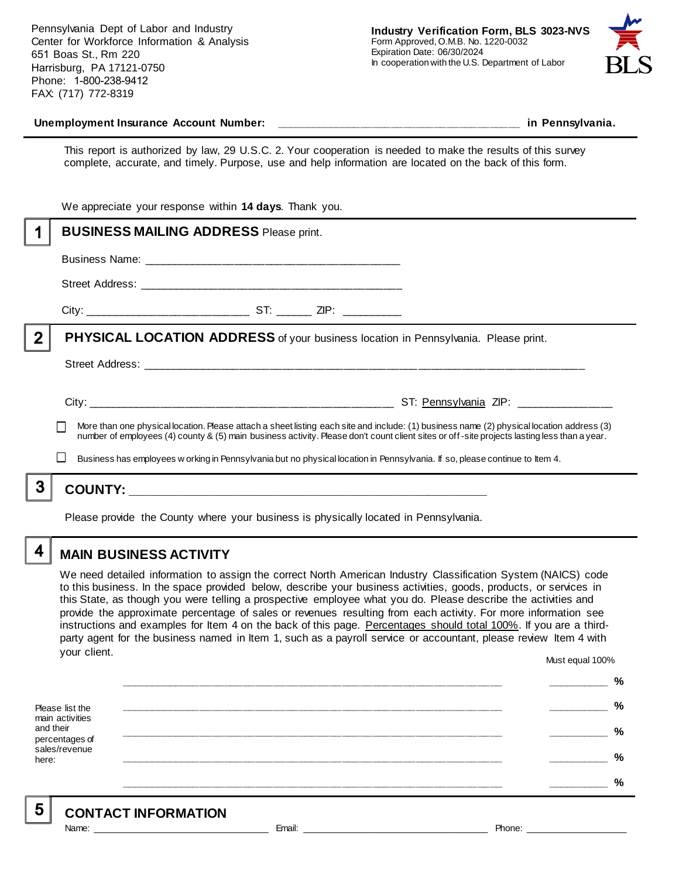Pennsylvania Dept of Labor and Industry
Center for Workforce Information & Analysis
651 Boas St., Rm 220
Harrisburg, PA 17121-0750
Phone: 1-800-238-9412
FAX: (717) 772-8319

**Industry Verification Form, BLS 3023-NVS**
Form Approved, O.M.B. No. 1220-0032
Expiration Date: 06/30/2024
In cooperation with the U.S. Department of Labor

BLS

**Unemployment Insurance Account Number:** ______________________________________ **in Pennsylvania.**

This report is authorized by law, 29 U.S.C. 2. Your cooperation is needed to make the results of this survey complete, accurate, and timely. Purpose, use and help information are located on the back of this form.

We appreciate your response within **14 days**. Thank you.

## 1 BUSINESS MAILING ADDRESS Please print.

Business Name: ________________________________________

Street Address: ________________________________________

City: __________________________ ST: ______ ZIP: _________

## 2 PHYSICAL LOCATION ADDRESS of your business location in Pennsylvania. Please print.

Street Address: ______________________________________________________________________

City: ________________________________________________ ST: Pennsylvania ZIP: _______________

☐ More than one physical location. Please attach a sheet listing each site and include: (1) business name (2) physical location address (3) number of employees (4) county & (5) main business activity. Please don't count client sites or off-site projects lasting less than a year.

☐ Business has employees working in Pennsylvania but no physical location in Pennsylvania. If so, please continue to Item 4.

## 3 COUNTY: _______________________________________________________

Please provide the County where your business is physically located in Pennsylvania.

## 4 MAIN BUSINESS ACTIVITY

We need detailed information to assign the correct North American Industry Classification System (NAICS) code to this business. In the space provided below, describe your business activities, goods, products, or services in this State, as though you were telling a prospective employee what you do. Please describe the activities and provide the approximate percentage of sales or revenues resulting from each activity. For more information see instructions and examples for Item 4 on the back of this page. Percentages should total 100%. If you are a third-party agent for the business named in Item 1, such as a payroll service or accountant, please review Item 4 with your client.

Must equal 100%

Please list the main activities and their percentages of sales/revenue here:

_____________________________________________________________ __________ %

_____________________________________________________________ __________ %

_____________________________________________________________ __________ %

_____________________________________________________________ __________ %

_____________________________________________________________ __________ %

## 5 CONTACT INFORMATION

Name: ______________________________ Email: ________________________________ Phone: __________________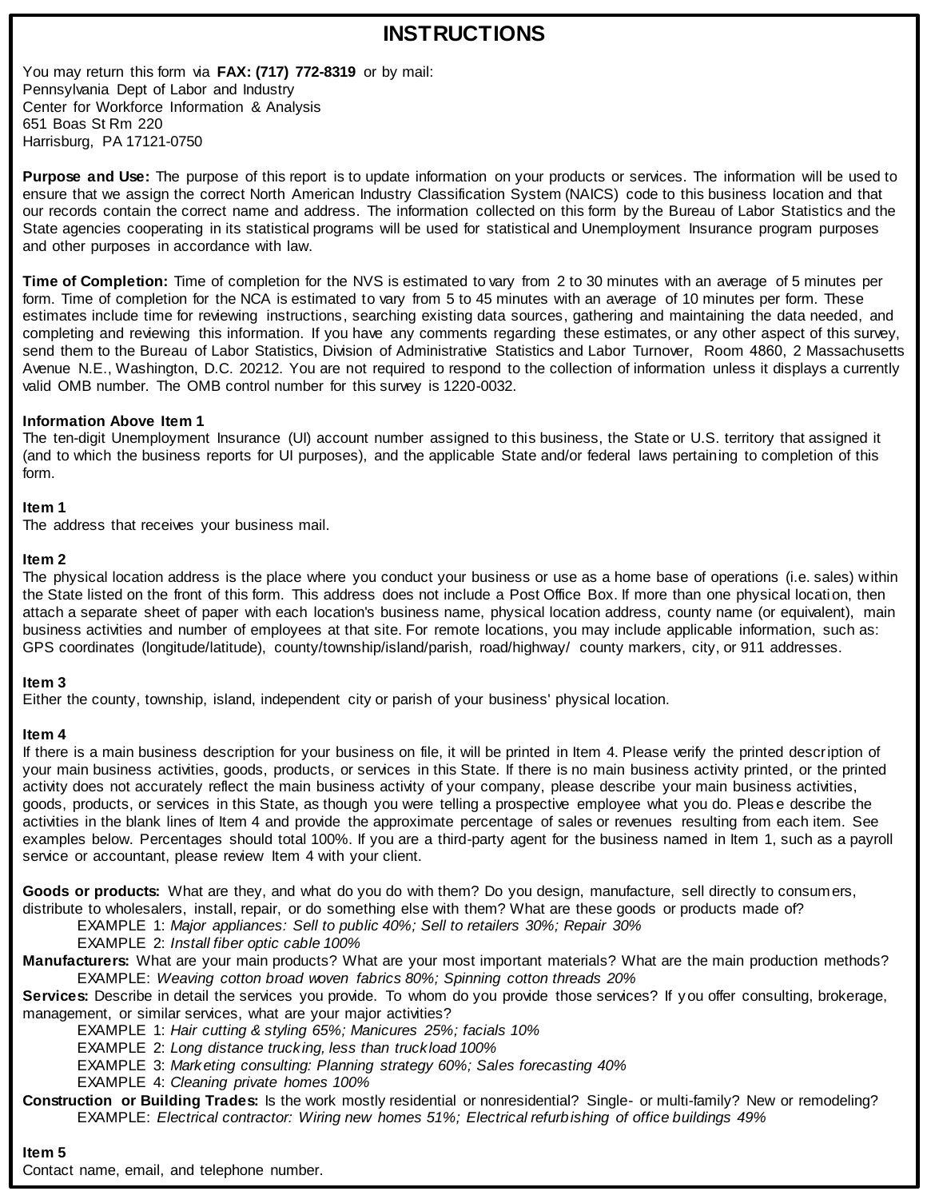# INSTRUCTIONS

You may return this form via **FAX: (717) 772-8319** or by mail:
Pennsylvania Dept of Labor and Industry
Center for Workforce Information & Analysis
651 Boas St Rm 220
Harrisburg, PA 17121-0750

**Purpose and Use:** The purpose of this report is to update information on your products or services. The information will be used to ensure that we assign the correct North American Industry Classification System (NAICS) code to this business location and that our records contain the correct name and address. The information collected on this form by the Bureau of Labor Statistics and the State agencies cooperating in its statistical programs will be used for statistical and Unemployment Insurance program purposes and other purposes in accordance with law.

**Time of Completion:** Time of completion for the NVS is estimated to vary from 2 to 30 minutes with an average of 5 minutes per form. Time of completion for the NCA is estimated to vary from 5 to 45 minutes with an average of 10 minutes per form. These estimates include time for reviewing instructions, searching existing data sources, gathering and maintaining the data needed, and completing and reviewing this information. If you have any comments regarding these estimates, or any other aspect of this survey, send them to the Bureau of Labor Statistics, Division of Administrative Statistics and Labor Turnover, Room 4860, 2 Massachusetts Avenue N.E., Washington, D.C. 20212. You are not required to respond to the collection of information unless it displays a currently valid OMB number. The OMB control number for this survey is 1220-0032.

**Information Above Item 1**
The ten-digit Unemployment Insurance (UI) account number assigned to this business, the State or U.S. territory that assigned it (and to which the business reports for UI purposes), and the applicable State and/or federal laws pertaining to completion of this form.

**Item 1**
The address that receives your business mail.

**Item 2**
The physical location address is the place where you conduct your business or use as a home base of operations (i.e. sales) within the State listed on the front of this form. This address does not include a Post Office Box. If more than one physical location, then attach a separate sheet of paper with each location's business name, physical location address, county name (or equivalent), main business activities and number of employees at that site. For remote locations, you may include applicable information, such as: GPS coordinates (longitude/latitude), county/township/island/parish, road/highway/ county markers, city, or 911 addresses.

**Item 3**
Either the county, township, island, independent city or parish of your business' physical location.

**Item 4**
If there is a main business description for your business on file, it will be printed in Item 4. Please verify the printed description of your main business activities, goods, products, or services in this State. If there is no main business activity printed, or the printed activity does not accurately reflect the main business activity of your company, please describe your main business activities, goods, products, or services in this State, as though you were telling a prospective employee what you do. Please describe the activities in the blank lines of Item 4 and provide the approximate percentage of sales or revenues resulting from each item. See examples below. Percentages should total 100%. If you are a third-party agent for the business named in Item 1, such as a payroll service or accountant, please review Item 4 with your client.

**Goods or products:** What are they, and what do you do with them? Do you design, manufacture, sell directly to consumers, distribute to wholesalers, install, repair, or do something else with them? What are these goods or products made of?
EXAMPLE 1: *Major appliances: Sell to public 40%; Sell to retailers 30%; Repair 30%*
EXAMPLE 2: *Install fiber optic cable 100%*

**Manufacturers:** What are your main products? What are your most important materials? What are the main production methods?
EXAMPLE: *Weaving cotton broad woven fabrics 80%; Spinning cotton threads 20%*

**Services:** Describe in detail the services you provide. To whom do you provide those services? If you offer consulting, brokerage, management, or similar services, what are your major activities?
EXAMPLE 1: *Hair cutting & styling 65%; Manicures 25%; facials 10%*
EXAMPLE 2: *Long distance trucking, less than truckload 100%*
EXAMPLE 3: *Marketing consulting: Planning strategy 60%; Sales forecasting 40%*
EXAMPLE 4: *Cleaning private homes 100%*

**Construction or Building Trades:** Is the work mostly residential or nonresidential? Single- or multi-family? New or remodeling?
EXAMPLE: *Electrical contractor: Wiring new homes 51%; Electrical refurbishing of office buildings 49%*

**Item 5**
Contact name, email, and telephone number.